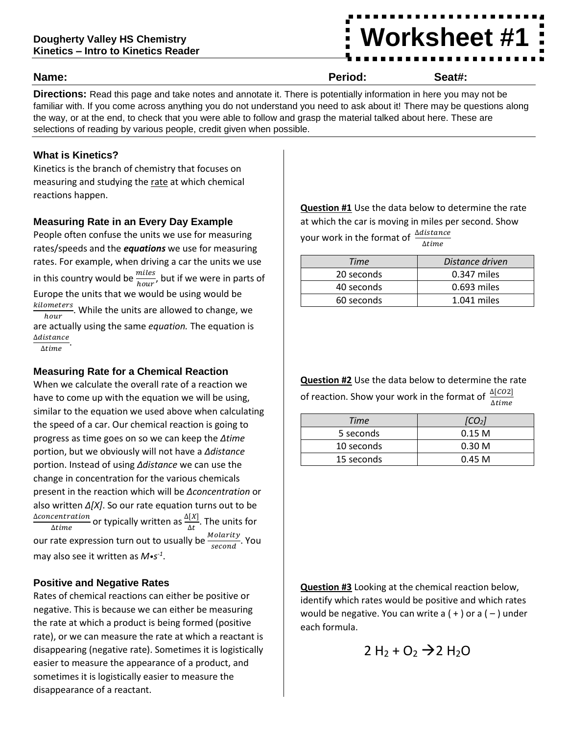Dougherty Valley HS Chemistry
Kinetics – Intro to Kinetics Reader

# Worksheet #1

**Name:** **Period:** **Seat#:**

**Directions:** Read this page and take notes and annotate it. There is potentially information in here you may not be familiar with. If you come across anything you do not understand you need to ask about it! There may be questions along the way, or at the end, to check that you were able to follow and grasp the material talked about here. These are selections of reading by various people, credit given when possible.

### What is Kinetics?

Kinetics is the branch of chemistry that focuses on measuring and studying the rate at which chemical reactions happen.

### Measuring Rate in an Every Day Example

People often confuse the units we use for measuring rates/speeds and the ***equations*** we use for measuring rates. For example, when driving a car the units we use in this country would be $\frac{miles}{hour}$, but if we were in parts of Europe the units that we would be using would be $\frac{kilometers}{hour}$. While the units are allowed to change, we are actually using the same *equation.* The equation is $\frac{\Delta distance}{\Delta time}$.

### Measuring Rate for a Chemical Reaction

When we calculate the overall rate of a reaction we have to come up with the equation we will be using, similar to the equation we used above when calculating the speed of a car. Our chemical reaction is going to progress as time goes on so we can keep the *Δtime* portion, but we obviously will not have a *Δdistance* portion. Instead of using *Δdistance* we can use the change in concentration for the various chemicals present in the reaction which will be *Δconcentration* or also written *Δ[X]*. So our rate equation turns out to be $\frac{\Delta concentration}{\Delta time}$ or typically written as $\frac{\Delta[X]}{\Delta t}$. The units for our rate expression turn out to usually be $\frac{Molarity}{second}$. You may also see it written as $M \bullet s^{-1}$.

### Positive and Negative Rates

Rates of chemical reactions can either be positive or negative. This is because we can either be measuring the rate at which a product is being formed (positive rate), or we can measure the rate at which a reactant is disappearing (negative rate). Sometimes it is logistically easier to measure the appearance of a product, and sometimes it is logistically easier to measure the disappearance of a reactant.

**Question #1** Use the data below to determine the rate at which the car is moving in miles per second. Show your work in the format of $\frac{\Delta distance}{\Delta time}$

| *Time* | *Distance driven* |
|---|---|
| 20 seconds | 0.347 miles |
| 40 seconds | 0.693 miles |
| 60 seconds | 1.041 miles |

**Question #2** Use the data below to determine the rate of reaction. Show your work in the format of $\frac{\Delta[CO2]}{\Delta time}$

| *Time* | *[$CO_2$]* |
|---|---|
| 5 seconds | 0.15 M |
| 10 seconds | 0.30 M |
| 15 seconds | 0.45 M |

**Question #3** Looking at the chemical reaction below, identify which rates would be positive and which rates would be negative. You can write a ( + ) or a ( – ) under each formula.

$$2\ H_2 + O_2 \rightarrow 2\ H_2O$$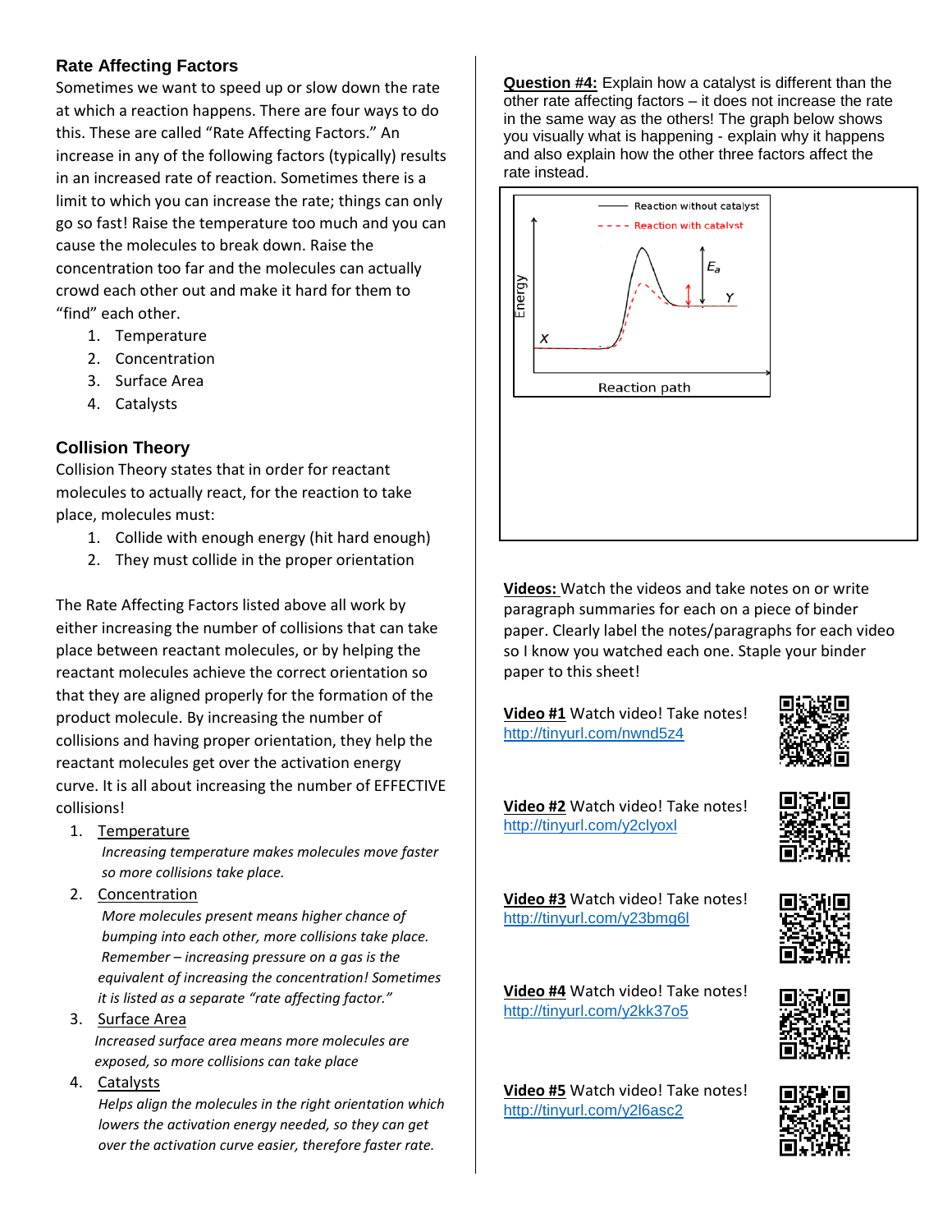## Rate Affecting Factors

Sometimes we want to speed up or slow down the rate at which a reaction happens. There are four ways to do this. These are called "Rate Affecting Factors." An increase in any of the following factors (typically) results in an increased rate of reaction. Sometimes there is a limit to which you can increase the rate; things can only go so fast! Raise the temperature too much and you can cause the molecules to break down. Raise the concentration too far and the molecules can actually crowd each other out and make it hard for them to "find" each other.

1. Temperature
2. Concentration
3. Surface Area
4. Catalysts

## Collision Theory

Collision Theory states that in order for reactant molecules to actually react, for the reaction to take place, molecules must:

1. Collide with enough energy (hit hard enough)
2. They must collide in the proper orientation

The Rate Affecting Factors listed above all work by either increasing the number of collisions that can take place between reactant molecules, or by helping the reactant molecules achieve the correct orientation so that they are aligned properly for the formation of the product molecule. By increasing the number of collisions and having proper orientation, they help the reactant molecules get over the activation energy curve. It is all about increasing the number of EFFECTIVE collisions!

1. Temperature
   *Increasing temperature makes molecules move faster so more collisions take place.*
2. Concentration
   *More molecules present means higher chance of bumping into each other, more collisions take place. Remember – increasing pressure on a gas is the equivalent of increasing the concentration! Sometimes it is listed as a separate "rate affecting factor."*
3. Surface Area
   *Increased surface area means more molecules are exposed, so more collisions can take place*
4. Catalysts
   *Helps align the molecules in the right orientation which lowers the activation energy needed, so they can get over the activation curve easier, therefore faster rate.*

**Question #4:** Explain how a catalyst is different than the other rate affecting factors – it does not increase the rate in the same way as the others! The graph below shows you visually what is happening - explain why it happens and also explain how the other three factors affect the rate instead.

Reaction without catalyst
Reaction with catalyst
Energy
$E_a$
X
Y
Reaction path

**Videos:** Watch the videos and take notes on or write paragraph summaries for each on a piece of binder paper. Clearly label the notes/paragraphs for each video so I know you watched each one. Staple your binder paper to this sheet!

**Video #1** Watch video! Take notes!
http://tinyurl.com/nwnd5z4

**Video #2** Watch video! Take notes!
http://tinyurl.com/y2clyoxl

**Video #3** Watch video! Take notes!
http://tinyurl.com/y23bmg6l

**Video #4** Watch video! Take notes!
http://tinyurl.com/y2kk37o5

**Video #5** Watch video! Take notes!
http://tinyurl.com/y2l6asc2